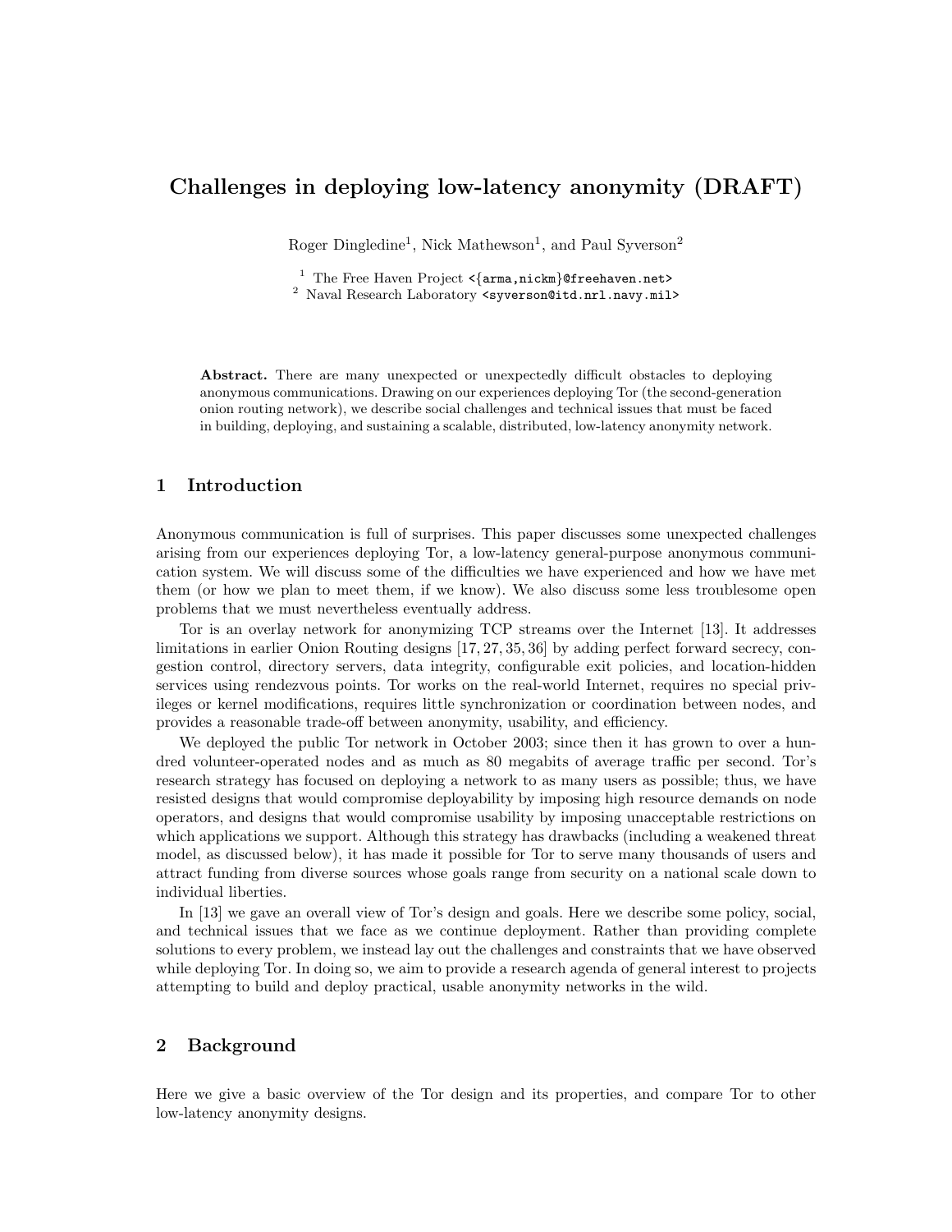# Challenges in deploying low-latency anonymity (DRAFT)

Roger Dingledine[1], Nick Mathewson[1], and Paul Syverson[2]

[1] The Free Haven Project <{arma,nickm}@freehaven.net>
[2] Naval Research Laboratory <syverson@itd.nrl.navy.mil>

**Abstract.** There are many unexpected or unexpectedly difficult obstacles to deploying anonymous communications. Drawing on our experiences deploying Tor (the second-generation onion routing network), we describe social challenges and technical issues that must be faced in building, deploying, and sustaining a scalable, distributed, low-latency anonymity network.

## 1 Introduction

Anonymous communication is full of surprises. This paper discusses some unexpected challenges arising from our experiences deploying Tor, a low-latency general-purpose anonymous communication system. We will discuss some of the difficulties we have experienced and how we have met them (or how we plan to meet them, if we know). We also discuss some less troublesome open problems that we must nevertheless eventually address.

Tor is an overlay network for anonymizing TCP streams over the Internet [13]. It addresses limitations in earlier Onion Routing designs [17, 27, 35, 36] by adding perfect forward secrecy, congestion control, directory servers, data integrity, configurable exit policies, and location-hidden services using rendezvous points. Tor works on the real-world Internet, requires no special privileges or kernel modifications, requires little synchronization or coordination between nodes, and provides a reasonable trade-off between anonymity, usability, and efficiency.

We deployed the public Tor network in October 2003; since then it has grown to over a hundred volunteer-operated nodes and as much as 80 megabits of average traffic per second. Tor's research strategy has focused on deploying a network to as many users as possible; thus, we have resisted designs that would compromise deployability by imposing high resource demands on node operators, and designs that would compromise usability by imposing unacceptable restrictions on which applications we support. Although this strategy has drawbacks (including a weakened threat model, as discussed below), it has made it possible for Tor to serve many thousands of users and attract funding from diverse sources whose goals range from security on a national scale down to individual liberties.

In [13] we gave an overall view of Tor's design and goals. Here we describe some policy, social, and technical issues that we face as we continue deployment. Rather than providing complete solutions to every problem, we instead lay out the challenges and constraints that we have observed while deploying Tor. In doing so, we aim to provide a research agenda of general interest to projects attempting to build and deploy practical, usable anonymity networks in the wild.

## 2 Background

Here we give a basic overview of the Tor design and its properties, and compare Tor to other low-latency anonymity designs.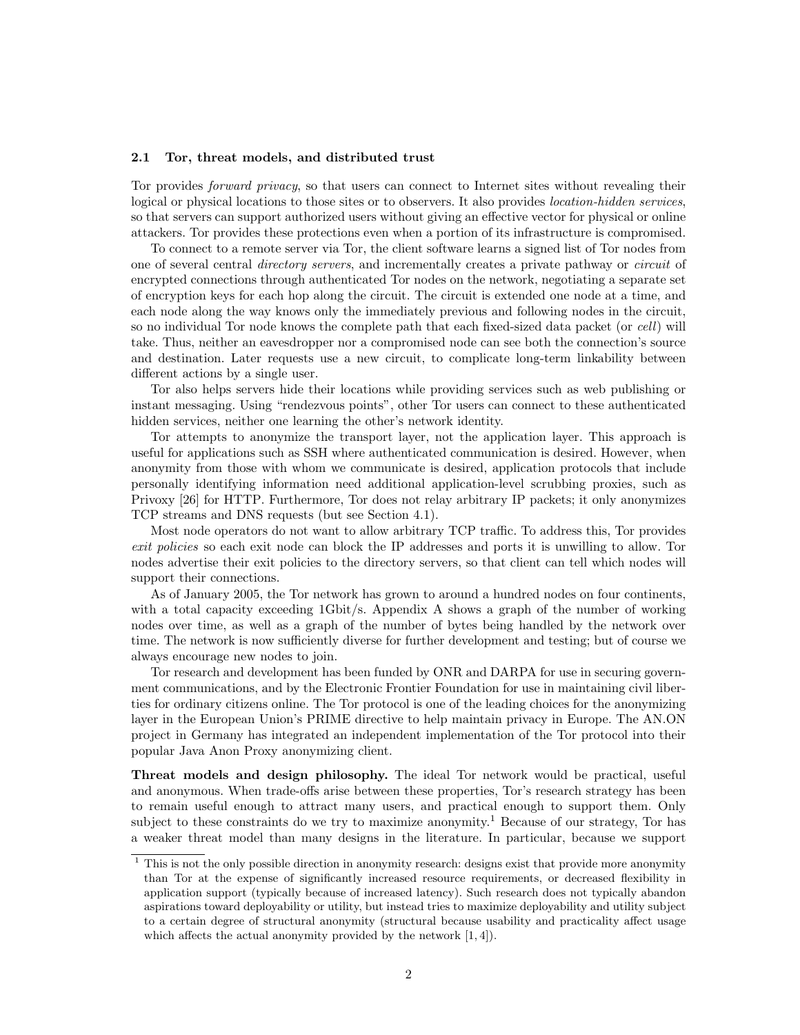### 2.1 Tor, threat models, and distributed trust

Tor provides *forward privacy*, so that users can connect to Internet sites without revealing their logical or physical locations to those sites or to observers. It also provides *location-hidden services*, so that servers can support authorized users without giving an effective vector for physical or online attackers. Tor provides these protections even when a portion of its infrastructure is compromised.

To connect to a remote server via Tor, the client software learns a signed list of Tor nodes from one of several central *directory servers*, and incrementally creates a private pathway or *circuit* of encrypted connections through authenticated Tor nodes on the network, negotiating a separate set of encryption keys for each hop along the circuit. The circuit is extended one node at a time, and each node along the way knows only the immediately previous and following nodes in the circuit, so no individual Tor node knows the complete path that each fixed-sized data packet (or *cell*) will take. Thus, neither an eavesdropper nor a compromised node can see both the connection's source and destination. Later requests use a new circuit, to complicate long-term linkability between different actions by a single user.

Tor also helps servers hide their locations while providing services such as web publishing or instant messaging. Using "rendezvous points", other Tor users can connect to these authenticated hidden services, neither one learning the other's network identity.

Tor attempts to anonymize the transport layer, not the application layer. This approach is useful for applications such as SSH where authenticated communication is desired. However, when anonymity from those with whom we communicate is desired, application protocols that include personally identifying information need additional application-level scrubbing proxies, such as Privoxy [26] for HTTP. Furthermore, Tor does not relay arbitrary IP packets; it only anonymizes TCP streams and DNS requests (but see Section 4.1).

Most node operators do not want to allow arbitrary TCP traffic. To address this, Tor provides *exit policies* so each exit node can block the IP addresses and ports it is unwilling to allow. Tor nodes advertise their exit policies to the directory servers, so that client can tell which nodes will support their connections.

As of January 2005, the Tor network has grown to around a hundred nodes on four continents, with a total capacity exceeding 1Gbit/s. Appendix A shows a graph of the number of working nodes over time, as well as a graph of the number of bytes being handled by the network over time. The network is now sufficiently diverse for further development and testing; but of course we always encourage new nodes to join.

Tor research and development has been funded by ONR and DARPA for use in securing government communications, and by the Electronic Frontier Foundation for use in maintaining civil liberties for ordinary citizens online. The Tor protocol is one of the leading choices for the anonymizing layer in the European Union's PRIME directive to help maintain privacy in Europe. The AN.ON project in Germany has integrated an independent implementation of the Tor protocol into their popular Java Anon Proxy anonymizing client.

**Threat models and design philosophy.** The ideal Tor network would be practical, useful and anonymous. When trade-offs arise between these properties, Tor's research strategy has been to remain useful enough to attract many users, and practical enough to support them. Only subject to these constraints do we try to maximize anonymity.[1] Because of our strategy, Tor has a weaker threat model than many designs in the literature. In particular, because we support

[1] This is not the only possible direction in anonymity research: designs exist that provide more anonymity than Tor at the expense of significantly increased resource requirements, or decreased flexibility in application support (typically because of increased latency). Such research does not typically abandon aspirations toward deployability or utility, but instead tries to maximize deployability and utility subject to a certain degree of structural anonymity (structural because usability and practicality affect usage which affects the actual anonymity provided by the network [1, 4]).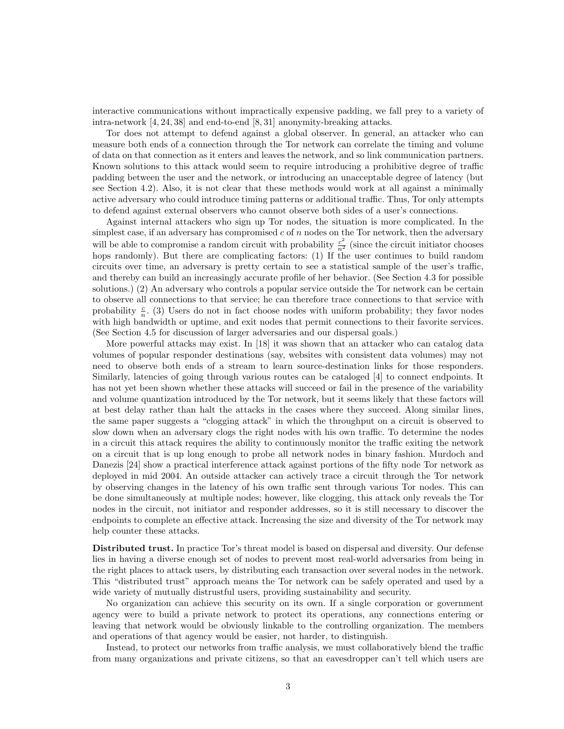interactive communications without impractically expensive padding, we fall prey to a variety of intra-network [4, 24, 38] and end-to-end [8, 31] anonymity-breaking attacks.

Tor does not attempt to defend against a global observer. In general, an attacker who can measure both ends of a connection through the Tor network can correlate the timing and volume of data on that connection as it enters and leaves the network, and so link communication partners. Known solutions to this attack would seem to require introducing a prohibitive degree of traffic padding between the user and the network, or introducing an unacceptable degree of latency (but see Section 4.2). Also, it is not clear that these methods would work at all against a minimally active adversary who could introduce timing patterns or additional traffic. Thus, Tor only attempts to defend against external observers who cannot observe both sides of a user's connections.

Against internal attackers who sign up Tor nodes, the situation is more complicated. In the simplest case, if an adversary has compromised $c$ of $n$ nodes on the Tor network, then the adversary will be able to compromise a random circuit with probability $\frac{c^2}{n^2}$ (since the circuit initiator chooses hops randomly). But there are complicating factors: (1) If the user continues to build random circuits over time, an adversary is pretty certain to see a statistical sample of the user's traffic, and thereby can build an increasingly accurate profile of her behavior. (See Section 4.3 for possible solutions.) (2) An adversary who controls a popular service outside the Tor network can be certain to observe all connections to that service; he can therefore trace connections to that service with probability $\frac{c}{n}$. (3) Users do not in fact choose nodes with uniform probability; they favor nodes with high bandwidth or uptime, and exit nodes that permit connections to their favorite services. (See Section 4.5 for discussion of larger adversaries and our dispersal goals.)

More powerful attacks may exist. In [18] it was shown that an attacker who can catalog data volumes of popular responder destinations (say, websites with consistent data volumes) may not need to observe both ends of a stream to learn source-destination links for those responders. Similarly, latencies of going through various routes can be cataloged [4] to connect endpoints. It has not yet been shown whether these attacks will succeed or fail in the presence of the variability and volume quantization introduced by the Tor network, but it seems likely that these factors will at best delay rather than halt the attacks in the cases where they succeed. Along similar lines, the same paper suggests a "clogging attack" in which the throughput on a circuit is observed to slow down when an adversary clogs the right nodes with his own traffic. To determine the nodes in a circuit this attack requires the ability to continuously monitor the traffic exiting the network on a circuit that is up long enough to probe all network nodes in binary fashion. Murdoch and Danezis [24] show a practical interference attack against portions of the fifty node Tor network as deployed in mid 2004. An outside attacker can actively trace a circuit through the Tor network by observing changes in the latency of his own traffic sent through various Tor nodes. This can be done simultaneously at multiple nodes; however, like clogging, this attack only reveals the Tor nodes in the circuit, not initiator and responder addresses, so it is still necessary to discover the endpoints to complete an effective attack. Increasing the size and diversity of the Tor network may help counter these attacks.

**Distributed trust.** In practice Tor's threat model is based on dispersal and diversity. Our defense lies in having a diverse enough set of nodes to prevent most real-world adversaries from being in the right places to attack users, by distributing each transaction over several nodes in the network. This "distributed trust" approach means the Tor network can be safely operated and used by a wide variety of mutually distrustful users, providing sustainability and security.

No organization can achieve this security on its own. If a single corporation or government agency were to build a private network to protect its operations, any connections entering or leaving that network would be obviously linkable to the controlling organization. The members and operations of that agency would be easier, not harder, to distinguish.

Instead, to protect our networks from traffic analysis, we must collaboratively blend the traffic from many organizations and private citizens, so that an eavesdropper can't tell which users are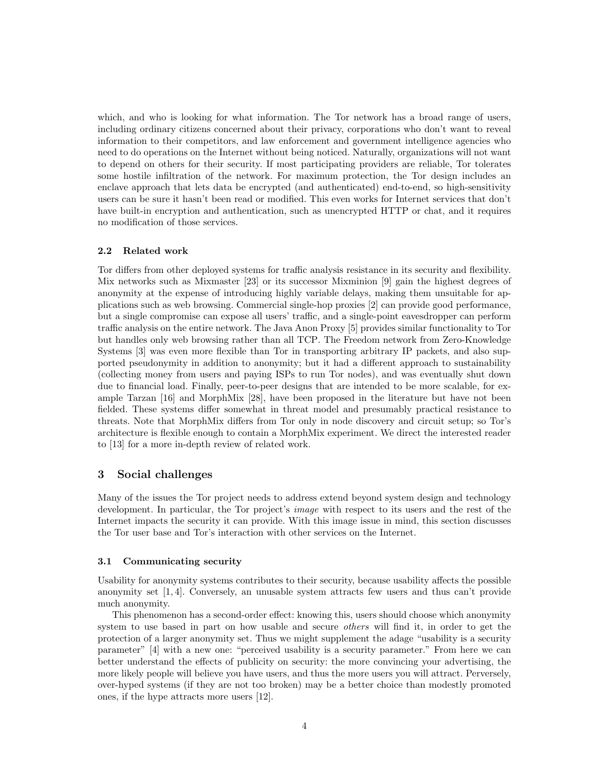which, and who is looking for what information. The Tor network has a broad range of users, including ordinary citizens concerned about their privacy, corporations who don't want to reveal information to their competitors, and law enforcement and government intelligence agencies who need to do operations on the Internet without being noticed. Naturally, organizations will not want to depend on others for their security. If most participating providers are reliable, Tor tolerates some hostile infiltration of the network. For maximum protection, the Tor design includes an enclave approach that lets data be encrypted (and authenticated) end-to-end, so high-sensitivity users can be sure it hasn't been read or modified. This even works for Internet services that don't have built-in encryption and authentication, such as unencrypted HTTP or chat, and it requires no modification of those services.

### 2.2 Related work

Tor differs from other deployed systems for traffic analysis resistance in its security and flexibility. Mix networks such as Mixmaster [23] or its successor Mixminion [9] gain the highest degrees of anonymity at the expense of introducing highly variable delays, making them unsuitable for applications such as web browsing. Commercial single-hop proxies [2] can provide good performance, but a single compromise can expose all users' traffic, and a single-point eavesdropper can perform traffic analysis on the entire network. The Java Anon Proxy [5] provides similar functionality to Tor but handles only web browsing rather than all TCP. The Freedom network from Zero-Knowledge Systems [3] was even more flexible than Tor in transporting arbitrary IP packets, and also supported pseudonymity in addition to anonymity; but it had a different approach to sustainability (collecting money from users and paying ISPs to run Tor nodes), and was eventually shut down due to financial load. Finally, peer-to-peer designs that are intended to be more scalable, for example Tarzan [16] and MorphMix [28], have been proposed in the literature but have not been fielded. These systems differ somewhat in threat model and presumably practical resistance to threats. Note that MorphMix differs from Tor only in node discovery and circuit setup; so Tor's architecture is flexible enough to contain a MorphMix experiment. We direct the interested reader to [13] for a more in-depth review of related work.

## 3 Social challenges

Many of the issues the Tor project needs to address extend beyond system design and technology development. In particular, the Tor project's *image* with respect to its users and the rest of the Internet impacts the security it can provide. With this image issue in mind, this section discusses the Tor user base and Tor's interaction with other services on the Internet.

### 3.1 Communicating security

Usability for anonymity systems contributes to their security, because usability affects the possible anonymity set [1, 4]. Conversely, an unusable system attracts few users and thus can't provide much anonymity.

This phenomenon has a second-order effect: knowing this, users should choose which anonymity system to use based in part on how usable and secure *others* will find it, in order to get the protection of a larger anonymity set. Thus we might supplement the adage "usability is a security parameter" [4] with a new one: "perceived usability is a security parameter." From here we can better understand the effects of publicity on security: the more convincing your advertising, the more likely people will believe you have users, and thus the more users you will attract. Perversely, over-hyped systems (if they are not too broken) may be a better choice than modestly promoted ones, if the hype attracts more users [12].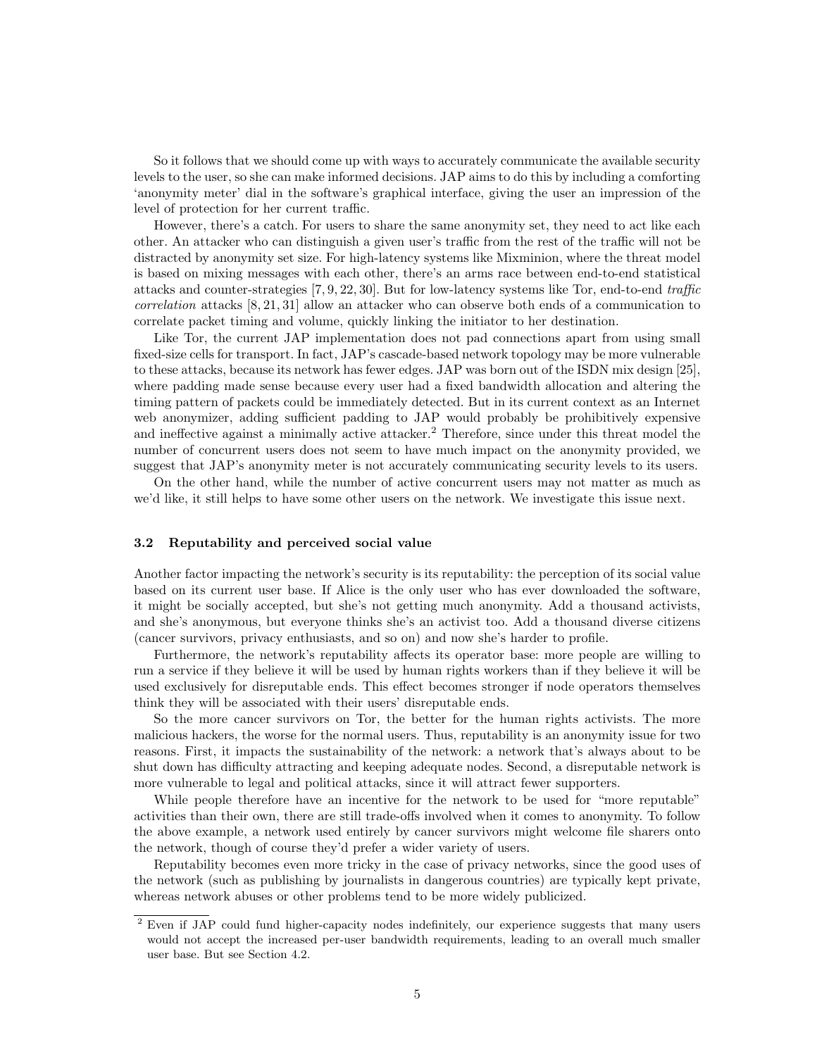So it follows that we should come up with ways to accurately communicate the available security levels to the user, so she can make informed decisions. JAP aims to do this by including a comforting 'anonymity meter' dial in the software's graphical interface, giving the user an impression of the level of protection for her current traffic.

However, there's a catch. For users to share the same anonymity set, they need to act like each other. An attacker who can distinguish a given user's traffic from the rest of the traffic will not be distracted by anonymity set size. For high-latency systems like Mixminion, where the threat model is based on mixing messages with each other, there's an arms race between end-to-end statistical attacks and counter-strategies [7, 9, 22, 30]. But for low-latency systems like Tor, end-to-end *traffic correlation* attacks [8, 21, 31] allow an attacker who can observe both ends of a communication to correlate packet timing and volume, quickly linking the initiator to her destination.

Like Tor, the current JAP implementation does not pad connections apart from using small fixed-size cells for transport. In fact, JAP's cascade-based network topology may be more vulnerable to these attacks, because its network has fewer edges. JAP was born out of the ISDN mix design [25], where padding made sense because every user had a fixed bandwidth allocation and altering the timing pattern of packets could be immediately detected. But in its current context as an Internet web anonymizer, adding sufficient padding to JAP would probably be prohibitively expensive and ineffective against a minimally active attacker.[2] Therefore, since under this threat model the number of concurrent users does not seem to have much impact on the anonymity provided, we suggest that JAP's anonymity meter is not accurately communicating security levels to its users.

On the other hand, while the number of active concurrent users may not matter as much as we'd like, it still helps to have some other users on the network. We investigate this issue next.

### 3.2 Reputability and perceived social value

Another factor impacting the network's security is its reputability: the perception of its social value based on its current user base. If Alice is the only user who has ever downloaded the software, it might be socially accepted, but she's not getting much anonymity. Add a thousand activists, and she's anonymous, but everyone thinks she's an activist too. Add a thousand diverse citizens (cancer survivors, privacy enthusiasts, and so on) and now she's harder to profile.

Furthermore, the network's reputability affects its operator base: more people are willing to run a service if they believe it will be used by human rights workers than if they believe it will be used exclusively for disreputable ends. This effect becomes stronger if node operators themselves think they will be associated with their users' disreputable ends.

So the more cancer survivors on Tor, the better for the human rights activists. The more malicious hackers, the worse for the normal users. Thus, reputability is an anonymity issue for two reasons. First, it impacts the sustainability of the network: a network that's always about to be shut down has difficulty attracting and keeping adequate nodes. Second, a disreputable network is more vulnerable to legal and political attacks, since it will attract fewer supporters.

While people therefore have an incentive for the network to be used for "more reputable" activities than their own, there are still trade-offs involved when it comes to anonymity. To follow the above example, a network used entirely by cancer survivors might welcome file sharers onto the network, though of course they'd prefer a wider variety of users.

Reputability becomes even more tricky in the case of privacy networks, since the good uses of the network (such as publishing by journalists in dangerous countries) are typically kept private, whereas network abuses or other problems tend to be more widely publicized.

---

[2] Even if JAP could fund higher-capacity nodes indefinitely, our experience suggests that many users would not accept the increased per-user bandwidth requirements, leading to an overall much smaller user base. But see Section 4.2.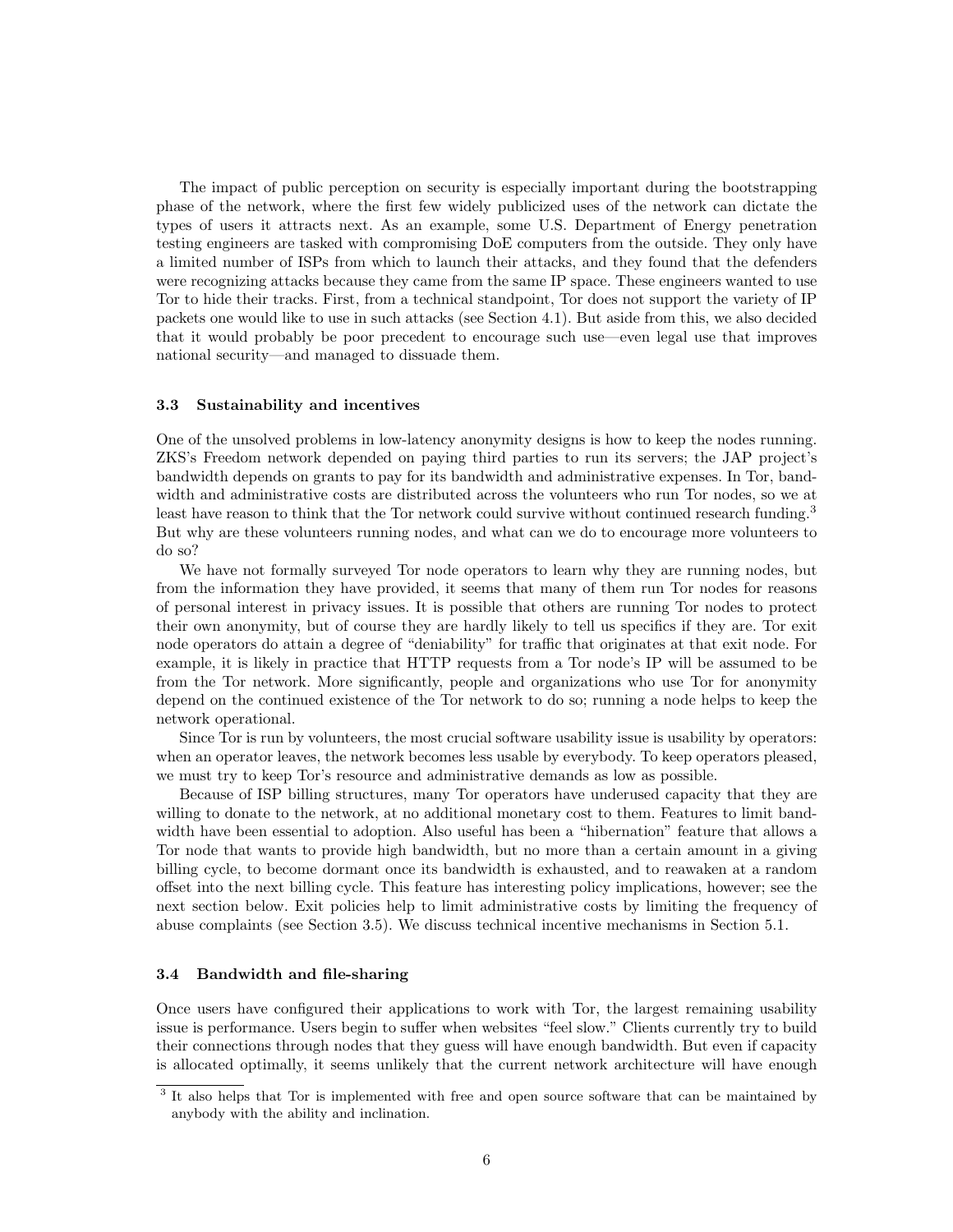The impact of public perception on security is especially important during the bootstrapping phase of the network, where the first few widely publicized uses of the network can dictate the types of users it attracts next. As an example, some U.S. Department of Energy penetration testing engineers are tasked with compromising DoE computers from the outside. They only have a limited number of ISPs from which to launch their attacks, and they found that the defenders were recognizing attacks because they came from the same IP space. These engineers wanted to use Tor to hide their tracks. First, from a technical standpoint, Tor does not support the variety of IP packets one would like to use in such attacks (see Section 4.1). But aside from this, we also decided that it would probably be poor precedent to encourage such use—even legal use that improves national security—and managed to dissuade them.

### 3.3 Sustainability and incentives

One of the unsolved problems in low-latency anonymity designs is how to keep the nodes running. ZKS's Freedom network depended on paying third parties to run its servers; the JAP project's bandwidth depends on grants to pay for its bandwidth and administrative expenses. In Tor, bandwidth and administrative costs are distributed across the volunteers who run Tor nodes, so we at least have reason to think that the Tor network could survive without continued research funding.[3] But why are these volunteers running nodes, and what can we do to encourage more volunteers to do so?

We have not formally surveyed Tor node operators to learn why they are running nodes, but from the information they have provided, it seems that many of them run Tor nodes for reasons of personal interest in privacy issues. It is possible that others are running Tor nodes to protect their own anonymity, but of course they are hardly likely to tell us specifics if they are. Tor exit node operators do attain a degree of "deniability" for traffic that originates at that exit node. For example, it is likely in practice that HTTP requests from a Tor node's IP will be assumed to be from the Tor network. More significantly, people and organizations who use Tor for anonymity depend on the continued existence of the Tor network to do so; running a node helps to keep the network operational.

Since Tor is run by volunteers, the most crucial software usability issue is usability by operators: when an operator leaves, the network becomes less usable by everybody. To keep operators pleased, we must try to keep Tor's resource and administrative demands as low as possible.

Because of ISP billing structures, many Tor operators have underused capacity that they are willing to donate to the network, at no additional monetary cost to them. Features to limit bandwidth have been essential to adoption. Also useful has been a "hibernation" feature that allows a Tor node that wants to provide high bandwidth, but no more than a certain amount in a giving billing cycle, to become dormant once its bandwidth is exhausted, and to reawaken at a random offset into the next billing cycle. This feature has interesting policy implications, however; see the next section below. Exit policies help to limit administrative costs by limiting the frequency of abuse complaints (see Section 3.5). We discuss technical incentive mechanisms in Section 5.1.

### 3.4 Bandwidth and file-sharing

Once users have configured their applications to work with Tor, the largest remaining usability issue is performance. Users begin to suffer when websites "feel slow." Clients currently try to build their connections through nodes that they guess will have enough bandwidth. But even if capacity is allocated optimally, it seems unlikely that the current network architecture will have enough

[3] It also helps that Tor is implemented with free and open source software that can be maintained by anybody with the ability and inclination.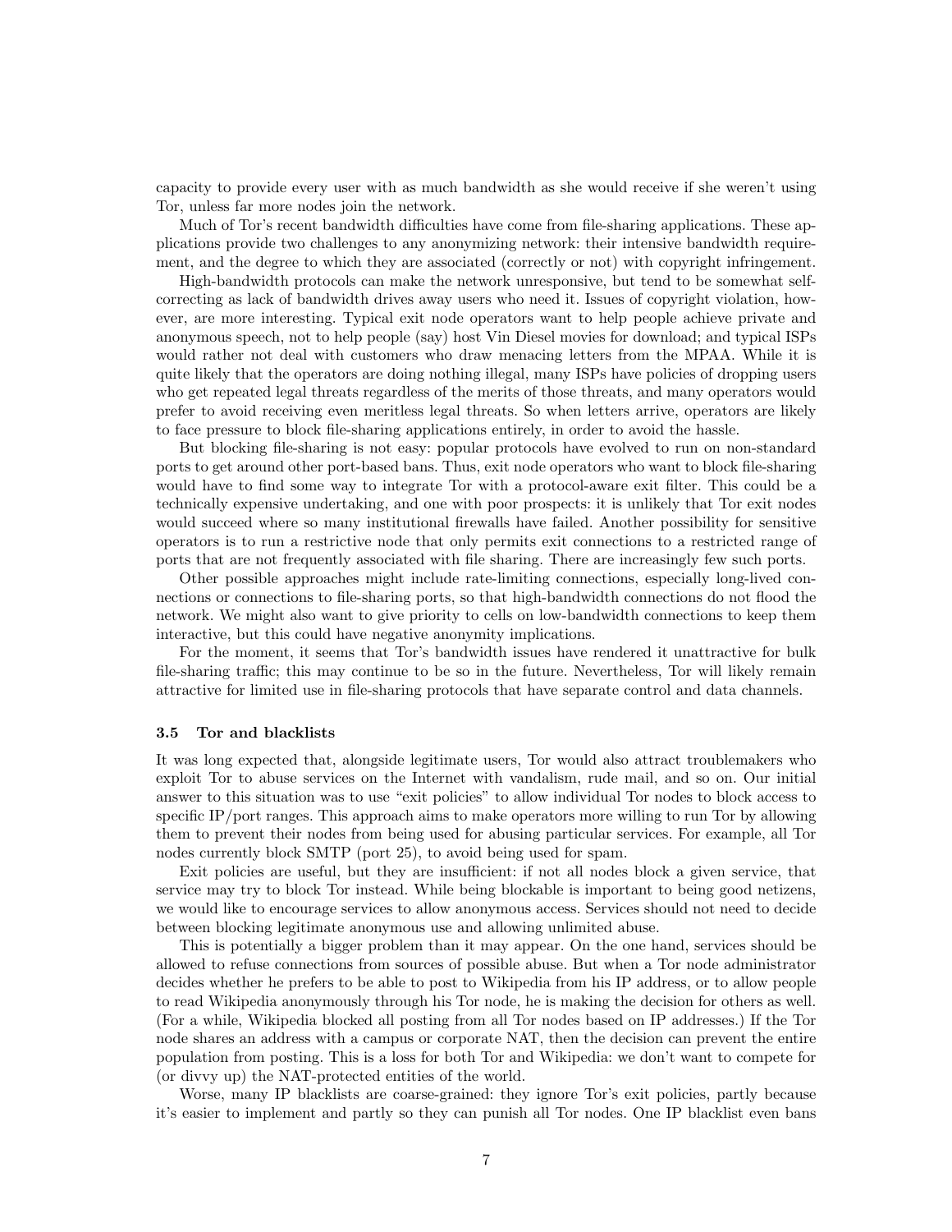capacity to provide every user with as much bandwidth as she would receive if she weren't using Tor, unless far more nodes join the network.

Much of Tor's recent bandwidth difficulties have come from file-sharing applications. These applications provide two challenges to any anonymizing network: their intensive bandwidth requirement, and the degree to which they are associated (correctly or not) with copyright infringement.

High-bandwidth protocols can make the network unresponsive, but tend to be somewhat self-correcting as lack of bandwidth drives away users who need it. Issues of copyright violation, however, are more interesting. Typical exit node operators want to help people achieve private and anonymous speech, not to help people (say) host Vin Diesel movies for download; and typical ISPs would rather not deal with customers who draw menacing letters from the MPAA. While it is quite likely that the operators are doing nothing illegal, many ISPs have policies of dropping users who get repeated legal threats regardless of the merits of those threats, and many operators would prefer to avoid receiving even meritless legal threats. So when letters arrive, operators are likely to face pressure to block file-sharing applications entirely, in order to avoid the hassle.

But blocking file-sharing is not easy: popular protocols have evolved to run on non-standard ports to get around other port-based bans. Thus, exit node operators who want to block file-sharing would have to find some way to integrate Tor with a protocol-aware exit filter. This could be a technically expensive undertaking, and one with poor prospects: it is unlikely that Tor exit nodes would succeed where so many institutional firewalls have failed. Another possibility for sensitive operators is to run a restrictive node that only permits exit connections to a restricted range of ports that are not frequently associated with file sharing. There are increasingly few such ports.

Other possible approaches might include rate-limiting connections, especially long-lived connections or connections to file-sharing ports, so that high-bandwidth connections do not flood the network. We might also want to give priority to cells on low-bandwidth connections to keep them interactive, but this could have negative anonymity implications.

For the moment, it seems that Tor's bandwidth issues have rendered it unattractive for bulk file-sharing traffic; this may continue to be so in the future. Nevertheless, Tor will likely remain attractive for limited use in file-sharing protocols that have separate control and data channels.

### 3.5 Tor and blacklists

It was long expected that, alongside legitimate users, Tor would also attract troublemakers who exploit Tor to abuse services on the Internet with vandalism, rude mail, and so on. Our initial answer to this situation was to use "exit policies" to allow individual Tor nodes to block access to specific IP/port ranges. This approach aims to make operators more willing to run Tor by allowing them to prevent their nodes from being used for abusing particular services. For example, all Tor nodes currently block SMTP (port 25), to avoid being used for spam.

Exit policies are useful, but they are insufficient: if not all nodes block a given service, that service may try to block Tor instead. While being blockable is important to being good netizens, we would like to encourage services to allow anonymous access. Services should not need to decide between blocking legitimate anonymous use and allowing unlimited abuse.

This is potentially a bigger problem than it may appear. On the one hand, services should be allowed to refuse connections from sources of possible abuse. But when a Tor node administrator decides whether he prefers to be able to post to Wikipedia from his IP address, or to allow people to read Wikipedia anonymously through his Tor node, he is making the decision for others as well. (For a while, Wikipedia blocked all posting from all Tor nodes based on IP addresses.) If the Tor node shares an address with a campus or corporate NAT, then the decision can prevent the entire population from posting. This is a loss for both Tor and Wikipedia: we don't want to compete for (or divvy up) the NAT-protected entities of the world.

Worse, many IP blacklists are coarse-grained: they ignore Tor's exit policies, partly because it's easier to implement and partly so they can punish all Tor nodes. One IP blacklist even bans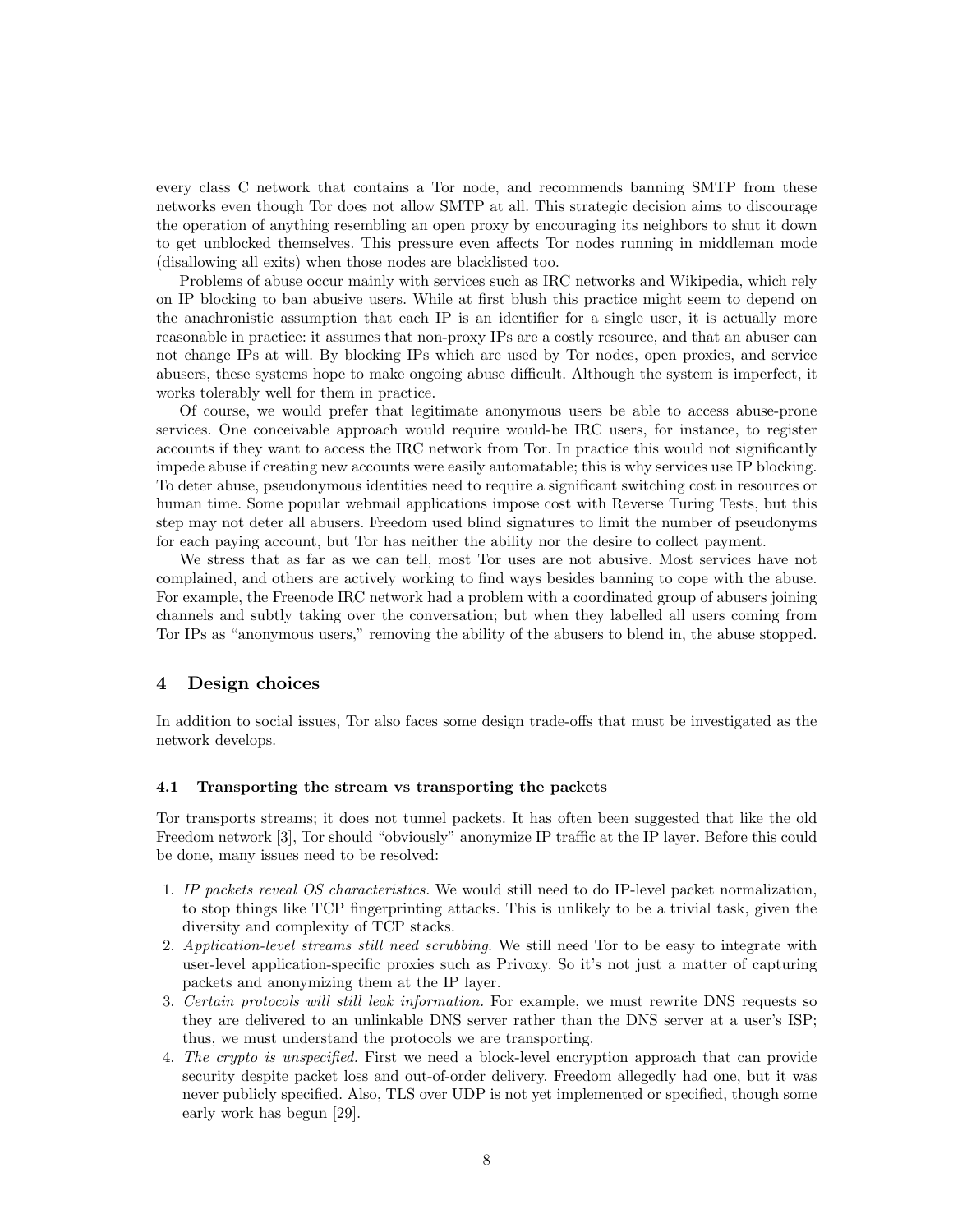every class C network that contains a Tor node, and recommends banning SMTP from these networks even though Tor does not allow SMTP at all. This strategic decision aims to discourage the operation of anything resembling an open proxy by encouraging its neighbors to shut it down to get unblocked themselves. This pressure even affects Tor nodes running in middleman mode (disallowing all exits) when those nodes are blacklisted too.

Problems of abuse occur mainly with services such as IRC networks and Wikipedia, which rely on IP blocking to ban abusive users. While at first blush this practice might seem to depend on the anachronistic assumption that each IP is an identifier for a single user, it is actually more reasonable in practice: it assumes that non-proxy IPs are a costly resource, and that an abuser can not change IPs at will. By blocking IPs which are used by Tor nodes, open proxies, and service abusers, these systems hope to make ongoing abuse difficult. Although the system is imperfect, it works tolerably well for them in practice.

Of course, we would prefer that legitimate anonymous users be able to access abuse-prone services. One conceivable approach would require would-be IRC users, for instance, to register accounts if they want to access the IRC network from Tor. In practice this would not significantly impede abuse if creating new accounts were easily automatable; this is why services use IP blocking. To deter abuse, pseudonymous identities need to require a significant switching cost in resources or human time. Some popular webmail applications impose cost with Reverse Turing Tests, but this step may not deter all abusers. Freedom used blind signatures to limit the number of pseudonyms for each paying account, but Tor has neither the ability nor the desire to collect payment.

We stress that as far as we can tell, most Tor uses are not abusive. Most services have not complained, and others are actively working to find ways besides banning to cope with the abuse. For example, the Freenode IRC network had a problem with a coordinated group of abusers joining channels and subtly taking over the conversation; but when they labelled all users coming from Tor IPs as "anonymous users," removing the ability of the abusers to blend in, the abuse stopped.

## 4 Design choices

In addition to social issues, Tor also faces some design trade-offs that must be investigated as the network develops.

### 4.1 Transporting the stream vs transporting the packets

Tor transports streams; it does not tunnel packets. It has often been suggested that like the old Freedom network [3], Tor should "obviously" anonymize IP traffic at the IP layer. Before this could be done, many issues need to be resolved:

1. *IP packets reveal OS characteristics.* We would still need to do IP-level packet normalization, to stop things like TCP fingerprinting attacks. This is unlikely to be a trivial task, given the diversity and complexity of TCP stacks.
2. *Application-level streams still need scrubbing.* We still need Tor to be easy to integrate with user-level application-specific proxies such as Privoxy. So it's not just a matter of capturing packets and anonymizing them at the IP layer.
3. *Certain protocols will still leak information.* For example, we must rewrite DNS requests so they are delivered to an unlinkable DNS server rather than the DNS server at a user's ISP; thus, we must understand the protocols we are transporting.
4. *The crypto is unspecified.* First we need a block-level encryption approach that can provide security despite packet loss and out-of-order delivery. Freedom allegedly had one, but it was never publicly specified. Also, TLS over UDP is not yet implemented or specified, though some early work has begun [29].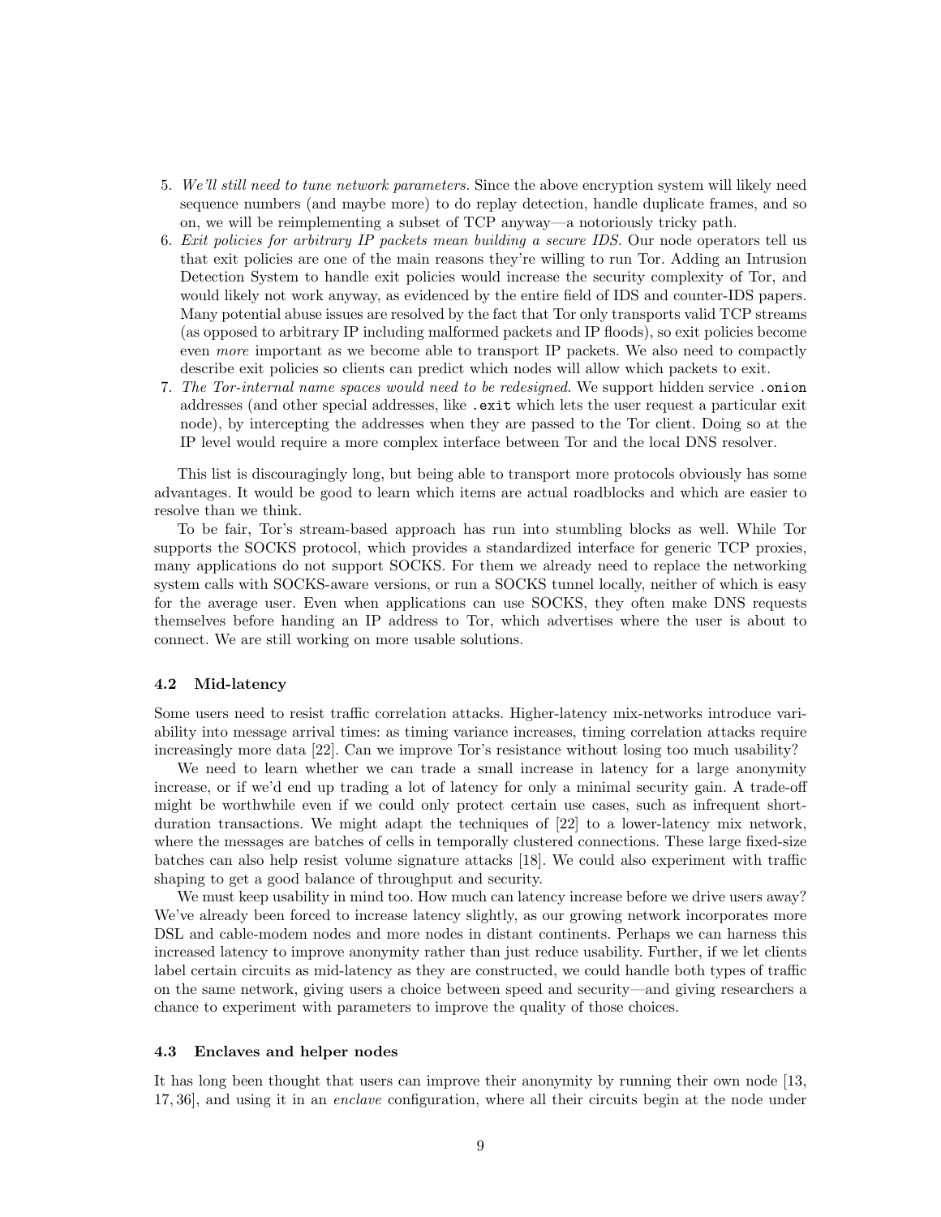5. *We'll still need to tune network parameters.* Since the above encryption system will likely need sequence numbers (and maybe more) to do replay detection, handle duplicate frames, and so on, we will be reimplementing a subset of TCP anyway—a notoriously tricky path.
6. *Exit policies for arbitrary IP packets mean building a secure IDS.* Our node operators tell us that exit policies are one of the main reasons they're willing to run Tor. Adding an Intrusion Detection System to handle exit policies would increase the security complexity of Tor, and would likely not work anyway, as evidenced by the entire field of IDS and counter-IDS papers. Many potential abuse issues are resolved by the fact that Tor only transports valid TCP streams (as opposed to arbitrary IP including malformed packets and IP floods), so exit policies become even *more* important as we become able to transport IP packets. We also need to compactly describe exit policies so clients can predict which nodes will allow which packets to exit.
7. *The Tor-internal name spaces would need to be redesigned.* We support hidden service `.onion` addresses (and other special addresses, like `.exit` which lets the user request a particular exit node), by intercepting the addresses when they are passed to the Tor client. Doing so at the IP level would require a more complex interface between Tor and the local DNS resolver.

This list is discouragingly long, but being able to transport more protocols obviously has some advantages. It would be good to learn which items are actual roadblocks and which are easier to resolve than we think.

To be fair, Tor's stream-based approach has run into stumbling blocks as well. While Tor supports the SOCKS protocol, which provides a standardized interface for generic TCP proxies, many applications do not support SOCKS. For them we already need to replace the networking system calls with SOCKS-aware versions, or run a SOCKS tunnel locally, neither of which is easy for the average user. Even when applications can use SOCKS, they often make DNS requests themselves before handing an IP address to Tor, which advertises where the user is about to connect. We are still working on more usable solutions.

### 4.2 Mid-latency

Some users need to resist traffic correlation attacks. Higher-latency mix-networks introduce variability into message arrival times: as timing variance increases, timing correlation attacks require increasingly more data [22]. Can we improve Tor's resistance without losing too much usability?

We need to learn whether we can trade a small increase in latency for a large anonymity increase, or if we'd end up trading a lot of latency for only a minimal security gain. A trade-off might be worthwhile even if we could only protect certain use cases, such as infrequent short-duration transactions. We might adapt the techniques of [22] to a lower-latency mix network, where the messages are batches of cells in temporally clustered connections. These large fixed-size batches can also help resist volume signature attacks [18]. We could also experiment with traffic shaping to get a good balance of throughput and security.

We must keep usability in mind too. How much can latency increase before we drive users away? We've already been forced to increase latency slightly, as our growing network incorporates more DSL and cable-modem nodes and more nodes in distant continents. Perhaps we can harness this increased latency to improve anonymity rather than just reduce usability. Further, if we let clients label certain circuits as mid-latency as they are constructed, we could handle both types of traffic on the same network, giving users a choice between speed and security—and giving researchers a chance to experiment with parameters to improve the quality of those choices.

### 4.3 Enclaves and helper nodes

It has long been thought that users can improve their anonymity by running their own node [13, 17, 36], and using it in an *enclave* configuration, where all their circuits begin at the node under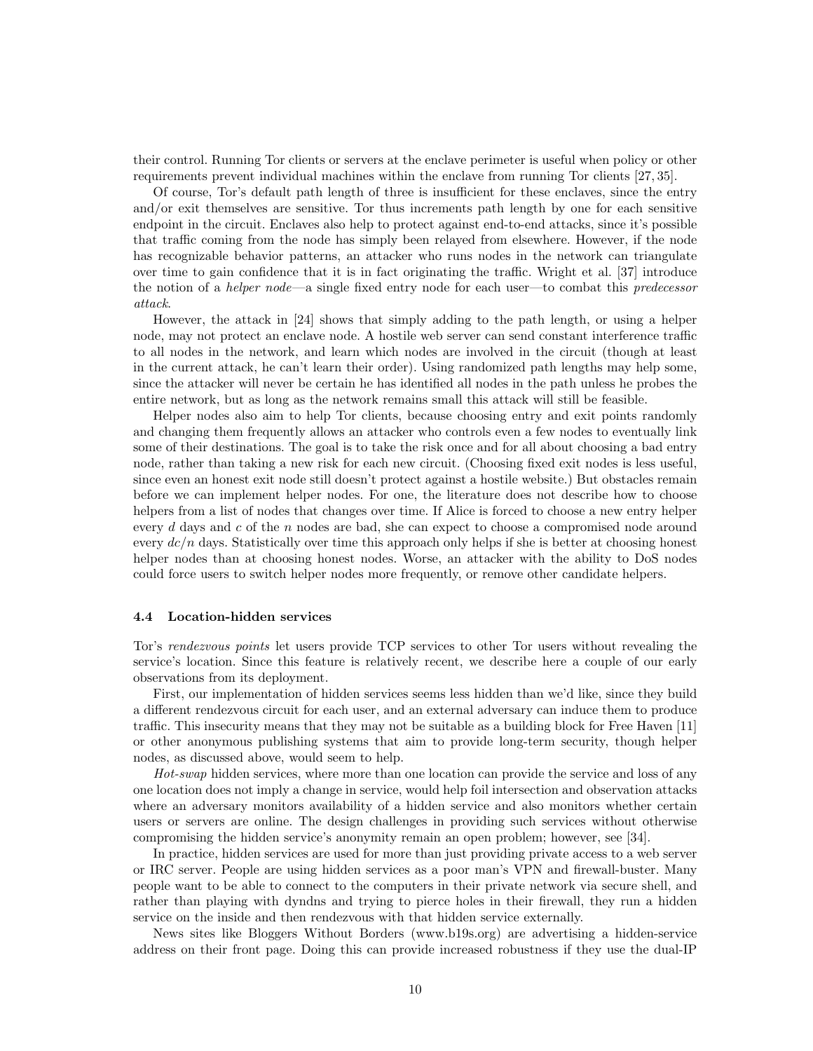their control. Running Tor clients or servers at the enclave perimeter is useful when policy or other requirements prevent individual machines within the enclave from running Tor clients [27, 35].

Of course, Tor's default path length of three is insufficient for these enclaves, since the entry and/or exit themselves are sensitive. Tor thus increments path length by one for each sensitive endpoint in the circuit. Enclaves also help to protect against end-to-end attacks, since it's possible that traffic coming from the node has simply been relayed from elsewhere. However, if the node has recognizable behavior patterns, an attacker who runs nodes in the network can triangulate over time to gain confidence that it is in fact originating the traffic. Wright et al. [37] introduce the notion of a *helper node*—a single fixed entry node for each user—to combat this *predecessor attack*.

However, the attack in [24] shows that simply adding to the path length, or using a helper node, may not protect an enclave node. A hostile web server can send constant interference traffic to all nodes in the network, and learn which nodes are involved in the circuit (though at least in the current attack, he can't learn their order). Using randomized path lengths may help some, since the attacker will never be certain he has identified all nodes in the path unless he probes the entire network, but as long as the network remains small this attack will still be feasible.

Helper nodes also aim to help Tor clients, because choosing entry and exit points randomly and changing them frequently allows an attacker who controls even a few nodes to eventually link some of their destinations. The goal is to take the risk once and for all about choosing a bad entry node, rather than taking a new risk for each new circuit. (Choosing fixed exit nodes is less useful, since even an honest exit node still doesn't protect against a hostile website.) But obstacles remain before we can implement helper nodes. For one, the literature does not describe how to choose helpers from a list of nodes that changes over time. If Alice is forced to choose a new entry helper every $d$ days and $c$ of the $n$ nodes are bad, she can expect to choose a compromised node around every $dc/n$ days. Statistically over time this approach only helps if she is better at choosing honest helper nodes than at choosing honest nodes. Worse, an attacker with the ability to DoS nodes could force users to switch helper nodes more frequently, or remove other candidate helpers.

### 4.4 Location-hidden services

Tor's *rendezvous points* let users provide TCP services to other Tor users without revealing the service's location. Since this feature is relatively recent, we describe here a couple of our early observations from its deployment.

First, our implementation of hidden services seems less hidden than we'd like, since they build a different rendezvous circuit for each user, and an external adversary can induce them to produce traffic. This insecurity means that they may not be suitable as a building block for Free Haven [11] or other anonymous publishing systems that aim to provide long-term security, though helper nodes, as discussed above, would seem to help.

*Hot-swap* hidden services, where more than one location can provide the service and loss of any one location does not imply a change in service, would help foil intersection and observation attacks where an adversary monitors availability of a hidden service and also monitors whether certain users or servers are online. The design challenges in providing such services without otherwise compromising the hidden service's anonymity remain an open problem; however, see [34].

In practice, hidden services are used for more than just providing private access to a web server or IRC server. People are using hidden services as a poor man's VPN and firewall-buster. Many people want to be able to connect to the computers in their private network via secure shell, and rather than playing with dyndns and trying to pierce holes in their firewall, they run a hidden service on the inside and then rendezvous with that hidden service externally.

News sites like Bloggers Without Borders (www.b19s.org) are advertising a hidden-service address on their front page. Doing this can provide increased robustness if they use the dual-IP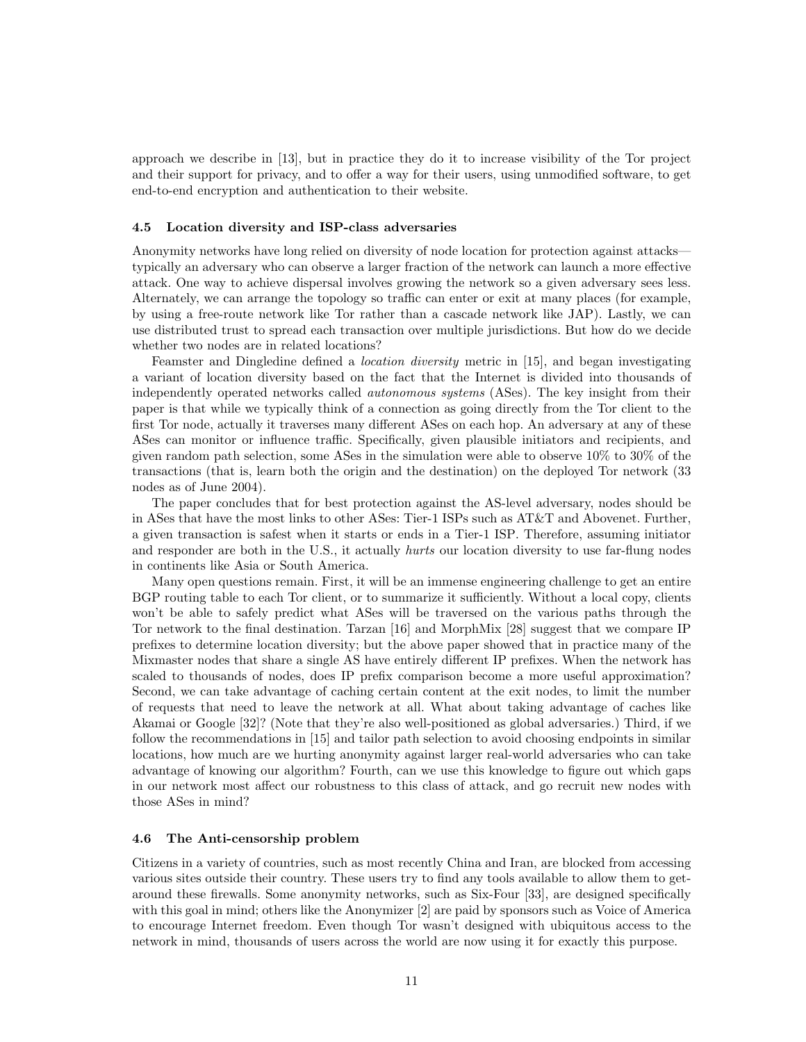approach we describe in [13], but in practice they do it to increase visibility of the Tor project and their support for privacy, and to offer a way for their users, using unmodified software, to get end-to-end encryption and authentication to their website.

### 4.5 Location diversity and ISP-class adversaries

Anonymity networks have long relied on diversity of node location for protection against attacks—typically an adversary who can observe a larger fraction of the network can launch a more effective attack. One way to achieve dispersal involves growing the network so a given adversary sees less. Alternately, we can arrange the topology so traffic can enter or exit at many places (for example, by using a free-route network like Tor rather than a cascade network like JAP). Lastly, we can use distributed trust to spread each transaction over multiple jurisdictions. But how do we decide whether two nodes are in related locations?

Feamster and Dingledine defined a *location diversity* metric in [15], and began investigating a variant of location diversity based on the fact that the Internet is divided into thousands of independently operated networks called *autonomous systems* (ASes). The key insight from their paper is that while we typically think of a connection as going directly from the Tor client to the first Tor node, actually it traverses many different ASes on each hop. An adversary at any of these ASes can monitor or influence traffic. Specifically, given plausible initiators and recipients, and given random path selection, some ASes in the simulation were able to observe 10% to 30% of the transactions (that is, learn both the origin and the destination) on the deployed Tor network (33 nodes as of June 2004).

The paper concludes that for best protection against the AS-level adversary, nodes should be in ASes that have the most links to other ASes: Tier-1 ISPs such as AT&T and Abovenet. Further, a given transaction is safest when it starts or ends in a Tier-1 ISP. Therefore, assuming initiator and responder are both in the U.S., it actually *hurts* our location diversity to use far-flung nodes in continents like Asia or South America.

Many open questions remain. First, it will be an immense engineering challenge to get an entire BGP routing table to each Tor client, or to summarize it sufficiently. Without a local copy, clients won't be able to safely predict what ASes will be traversed on the various paths through the Tor network to the final destination. Tarzan [16] and MorphMix [28] suggest that we compare IP prefixes to determine location diversity; but the above paper showed that in practice many of the Mixmaster nodes that share a single AS have entirely different IP prefixes. When the network has scaled to thousands of nodes, does IP prefix comparison become a more useful approximation? Second, we can take advantage of caching certain content at the exit nodes, to limit the number of requests that need to leave the network at all. What about taking advantage of caches like Akamai or Google [32]? (Note that they're also well-positioned as global adversaries.) Third, if we follow the recommendations in [15] and tailor path selection to avoid choosing endpoints in similar locations, how much are we hurting anonymity against larger real-world adversaries who can take advantage of knowing our algorithm? Fourth, can we use this knowledge to figure out which gaps in our network most affect our robustness to this class of attack, and go recruit new nodes with those ASes in mind?

### 4.6 The Anti-censorship problem

Citizens in a variety of countries, such as most recently China and Iran, are blocked from accessing various sites outside their country. These users try to find any tools available to allow them to get-around these firewalls. Some anonymity networks, such as Six-Four [33], are designed specifically with this goal in mind; others like the Anonymizer [2] are paid by sponsors such as Voice of America to encourage Internet freedom. Even though Tor wasn't designed with ubiquitous access to the network in mind, thousands of users across the world are now using it for exactly this purpose.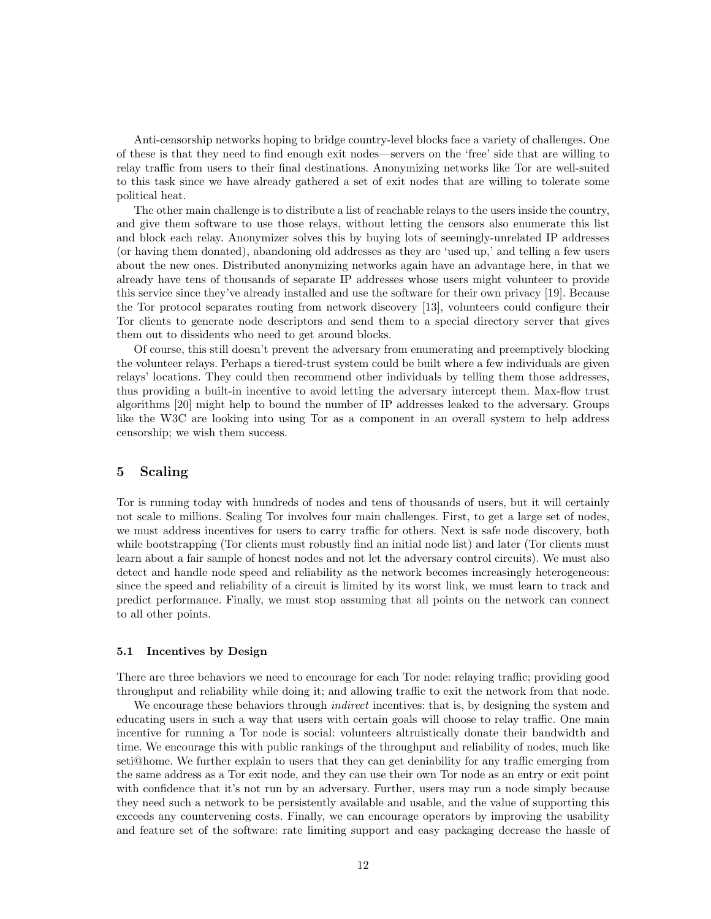Anti-censorship networks hoping to bridge country-level blocks face a variety of challenges. One of these is that they need to find enough exit nodes—servers on the 'free' side that are willing to relay traffic from users to their final destinations. Anonymizing networks like Tor are well-suited to this task since we have already gathered a set of exit nodes that are willing to tolerate some political heat.

The other main challenge is to distribute a list of reachable relays to the users inside the country, and give them software to use those relays, without letting the censors also enumerate this list and block each relay. Anonymizer solves this by buying lots of seemingly-unrelated IP addresses (or having them donated), abandoning old addresses as they are 'used up,' and telling a few users about the new ones. Distributed anonymizing networks again have an advantage here, in that we already have tens of thousands of separate IP addresses whose users might volunteer to provide this service since they've already installed and use the software for their own privacy [19]. Because the Tor protocol separates routing from network discovery [13], volunteers could configure their Tor clients to generate node descriptors and send them to a special directory server that gives them out to dissidents who need to get around blocks.

Of course, this still doesn't prevent the adversary from enumerating and preemptively blocking the volunteer relays. Perhaps a tiered-trust system could be built where a few individuals are given relays' locations. They could then recommend other individuals by telling them those addresses, thus providing a built-in incentive to avoid letting the adversary intercept them. Max-flow trust algorithms [20] might help to bound the number of IP addresses leaked to the adversary. Groups like the W3C are looking into using Tor as a component in an overall system to help address censorship; we wish them success.

## 5 Scaling

Tor is running today with hundreds of nodes and tens of thousands of users, but it will certainly not scale to millions. Scaling Tor involves four main challenges. First, to get a large set of nodes, we must address incentives for users to carry traffic for others. Next is safe node discovery, both while bootstrapping (Tor clients must robustly find an initial node list) and later (Tor clients must learn about a fair sample of honest nodes and not let the adversary control circuits). We must also detect and handle node speed and reliability as the network becomes increasingly heterogeneous: since the speed and reliability of a circuit is limited by its worst link, we must learn to track and predict performance. Finally, we must stop assuming that all points on the network can connect to all other points.

### 5.1 Incentives by Design

There are three behaviors we need to encourage for each Tor node: relaying traffic; providing good throughput and reliability while doing it; and allowing traffic to exit the network from that node.

We encourage these behaviors through *indirect* incentives: that is, by designing the system and educating users in such a way that users with certain goals will choose to relay traffic. One main incentive for running a Tor node is social: volunteers altruistically donate their bandwidth and time. We encourage this with public rankings of the throughput and reliability of nodes, much like seti@home. We further explain to users that they can get deniability for any traffic emerging from the same address as a Tor exit node, and they can use their own Tor node as an entry or exit point with confidence that it's not run by an adversary. Further, users may run a node simply because they need such a network to be persistently available and usable, and the value of supporting this exceeds any countervening costs. Finally, we can encourage operators by improving the usability and feature set of the software: rate limiting support and easy packaging decrease the hassle of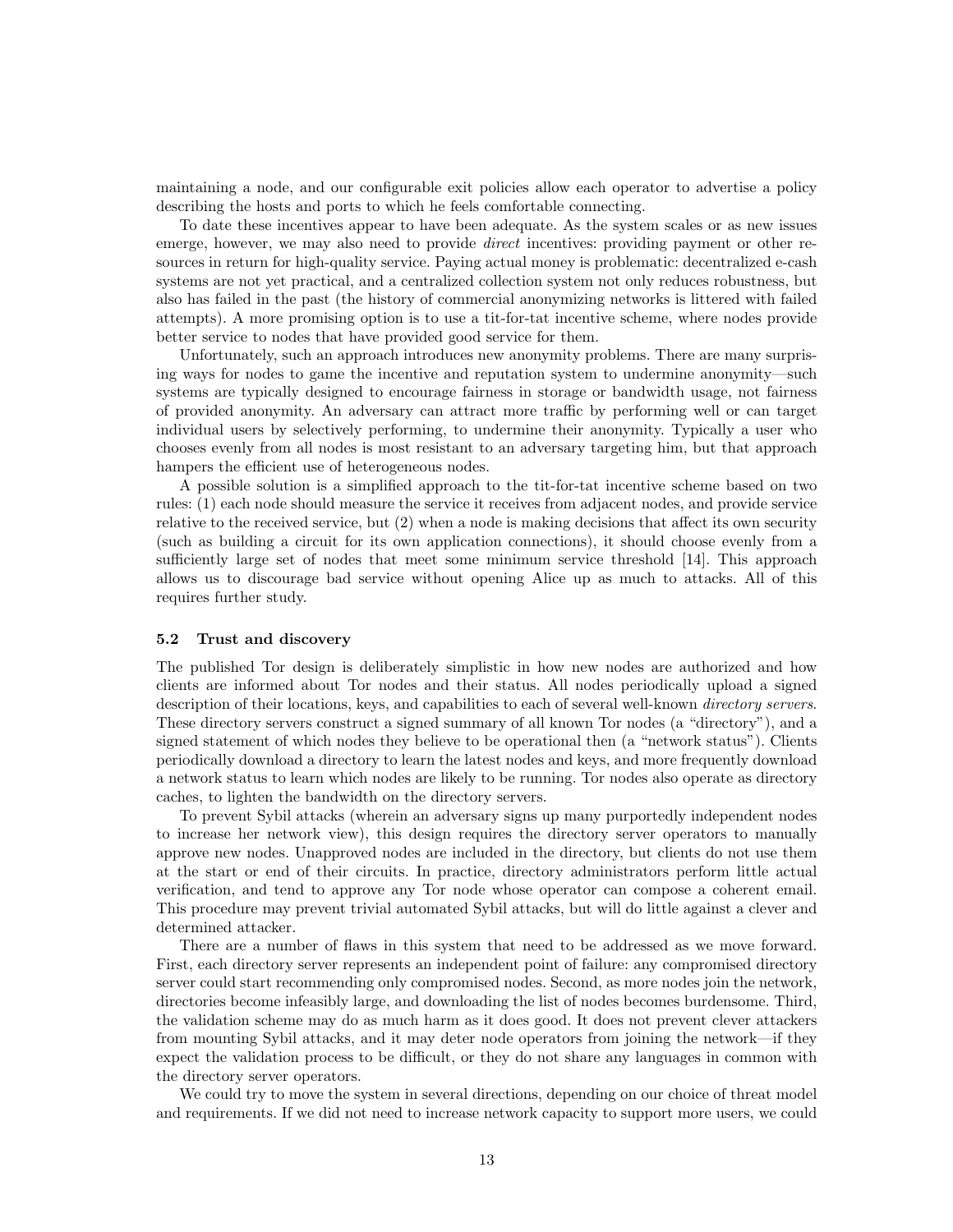maintaining a node, and our configurable exit policies allow each operator to advertise a policy describing the hosts and ports to which he feels comfortable connecting.

To date these incentives appear to have been adequate. As the system scales or as new issues emerge, however, we may also need to provide *direct* incentives: providing payment or other resources in return for high-quality service. Paying actual money is problematic: decentralized e-cash systems are not yet practical, and a centralized collection system not only reduces robustness, but also has failed in the past (the history of commercial anonymizing networks is littered with failed attempts). A more promising option is to use a tit-for-tat incentive scheme, where nodes provide better service to nodes that have provided good service for them.

Unfortunately, such an approach introduces new anonymity problems. There are many surprising ways for nodes to game the incentive and reputation system to undermine anonymity—such systems are typically designed to encourage fairness in storage or bandwidth usage, not fairness of provided anonymity. An adversary can attract more traffic by performing well or can target individual users by selectively performing, to undermine their anonymity. Typically a user who chooses evenly from all nodes is most resistant to an adversary targeting him, but that approach hampers the efficient use of heterogeneous nodes.

A possible solution is a simplified approach to the tit-for-tat incentive scheme based on two rules: (1) each node should measure the service it receives from adjacent nodes, and provide service relative to the received service, but (2) when a node is making decisions that affect its own security (such as building a circuit for its own application connections), it should choose evenly from a sufficiently large set of nodes that meet some minimum service threshold [14]. This approach allows us to discourage bad service without opening Alice up as much to attacks. All of this requires further study.

### 5.2 Trust and discovery

The published Tor design is deliberately simplistic in how new nodes are authorized and how clients are informed about Tor nodes and their status. All nodes periodically upload a signed description of their locations, keys, and capabilities to each of several well-known *directory servers*. These directory servers construct a signed summary of all known Tor nodes (a "directory"), and a signed statement of which nodes they believe to be operational then (a "network status"). Clients periodically download a directory to learn the latest nodes and keys, and more frequently download a network status to learn which nodes are likely to be running. Tor nodes also operate as directory caches, to lighten the bandwidth on the directory servers.

To prevent Sybil attacks (wherein an adversary signs up many purportedly independent nodes to increase her network view), this design requires the directory server operators to manually approve new nodes. Unapproved nodes are included in the directory, but clients do not use them at the start or end of their circuits. In practice, directory administrators perform little actual verification, and tend to approve any Tor node whose operator can compose a coherent email. This procedure may prevent trivial automated Sybil attacks, but will do little against a clever and determined attacker.

There are a number of flaws in this system that need to be addressed as we move forward. First, each directory server represents an independent point of failure: any compromised directory server could start recommending only compromised nodes. Second, as more nodes join the network, directories become infeasibly large, and downloading the list of nodes becomes burdensome. Third, the validation scheme may do as much harm as it does good. It does not prevent clever attackers from mounting Sybil attacks, and it may deter node operators from joining the network—if they expect the validation process to be difficult, or they do not share any languages in common with the directory server operators.

We could try to move the system in several directions, depending on our choice of threat model and requirements. If we did not need to increase network capacity to support more users, we could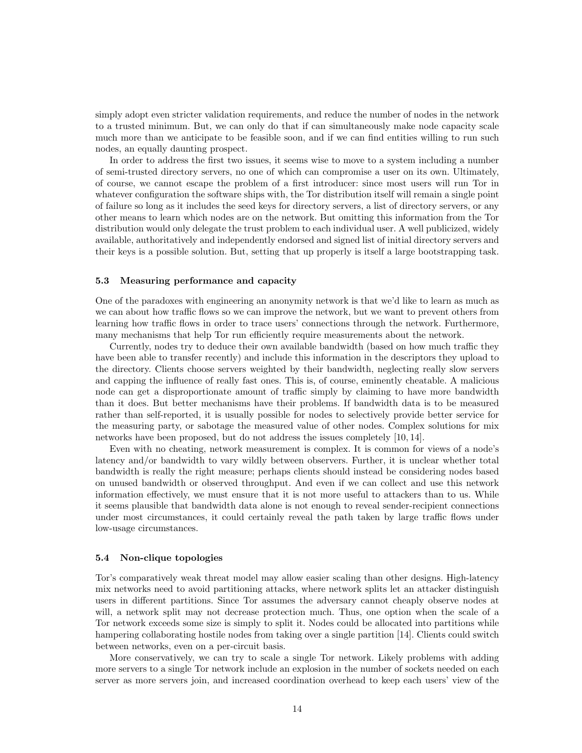simply adopt even stricter validation requirements, and reduce the number of nodes in the network to a trusted minimum. But, we can only do that if can simultaneously make node capacity scale much more than we anticipate to be feasible soon, and if we can find entities willing to run such nodes, an equally daunting prospect.

In order to address the first two issues, it seems wise to move to a system including a number of semi-trusted directory servers, no one of which can compromise a user on its own. Ultimately, of course, we cannot escape the problem of a first introducer: since most users will run Tor in whatever configuration the software ships with, the Tor distribution itself will remain a single point of failure so long as it includes the seed keys for directory servers, a list of directory servers, or any other means to learn which nodes are on the network. But omitting this information from the Tor distribution would only delegate the trust problem to each individual user. A well publicized, widely available, authoritatively and independently endorsed and signed list of initial directory servers and their keys is a possible solution. But, setting that up properly is itself a large bootstrapping task.

### 5.3 Measuring performance and capacity

One of the paradoxes with engineering an anonymity network is that we'd like to learn as much as we can about how traffic flows so we can improve the network, but we want to prevent others from learning how traffic flows in order to trace users' connections through the network. Furthermore, many mechanisms that help Tor run efficiently require measurements about the network.

Currently, nodes try to deduce their own available bandwidth (based on how much traffic they have been able to transfer recently) and include this information in the descriptors they upload to the directory. Clients choose servers weighted by their bandwidth, neglecting really slow servers and capping the influence of really fast ones. This is, of course, eminently cheatable. A malicious node can get a disproportionate amount of traffic simply by claiming to have more bandwidth than it does. But better mechanisms have their problems. If bandwidth data is to be measured rather than self-reported, it is usually possible for nodes to selectively provide better service for the measuring party, or sabotage the measured value of other nodes. Complex solutions for mix networks have been proposed, but do not address the issues completely [10, 14].

Even with no cheating, network measurement is complex. It is common for views of a node's latency and/or bandwidth to vary wildly between observers. Further, it is unclear whether total bandwidth is really the right measure; perhaps clients should instead be considering nodes based on unused bandwidth or observed throughput. And even if we can collect and use this network information effectively, we must ensure that it is not more useful to attackers than to us. While it seems plausible that bandwidth data alone is not enough to reveal sender-recipient connections under most circumstances, it could certainly reveal the path taken by large traffic flows under low-usage circumstances.

### 5.4 Non-clique topologies

Tor's comparatively weak threat model may allow easier scaling than other designs. High-latency mix networks need to avoid partitioning attacks, where network splits let an attacker distinguish users in different partitions. Since Tor assumes the adversary cannot cheaply observe nodes at will, a network split may not decrease protection much. Thus, one option when the scale of a Tor network exceeds some size is simply to split it. Nodes could be allocated into partitions while hampering collaborating hostile nodes from taking over a single partition [14]. Clients could switch between networks, even on a per-circuit basis.

More conservatively, we can try to scale a single Tor network. Likely problems with adding more servers to a single Tor network include an explosion in the number of sockets needed on each server as more servers join, and increased coordination overhead to keep each users' view of the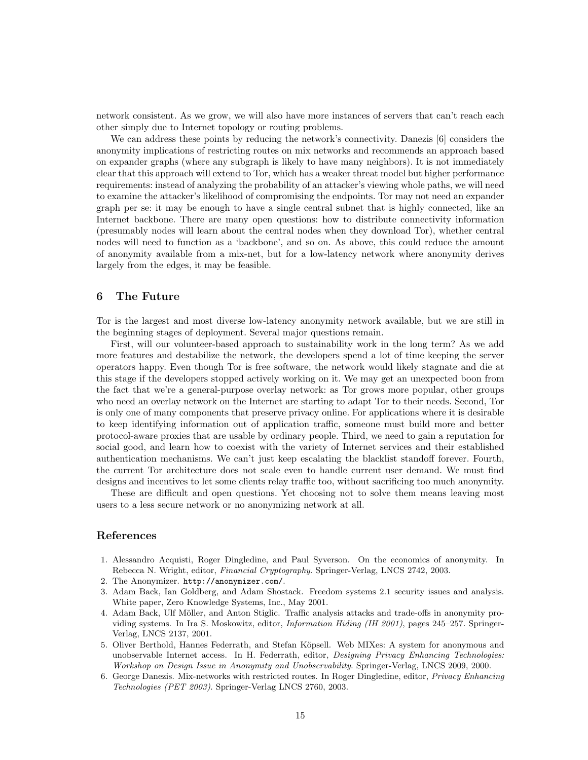network consistent. As we grow, we will also have more instances of servers that can't reach each other simply due to Internet topology or routing problems.

We can address these points by reducing the network's connectivity. Danezis [6] considers the anonymity implications of restricting routes on mix networks and recommends an approach based on expander graphs (where any subgraph is likely to have many neighbors). It is not immediately clear that this approach will extend to Tor, which has a weaker threat model but higher performance requirements: instead of analyzing the probability of an attacker's viewing whole paths, we will need to examine the attacker's likelihood of compromising the endpoints. Tor may not need an expander graph per se: it may be enough to have a single central subnet that is highly connected, like an Internet backbone. There are many open questions: how to distribute connectivity information (presumably nodes will learn about the central nodes when they download Tor), whether central nodes will need to function as a 'backbone', and so on. As above, this could reduce the amount of anonymity available from a mix-net, but for a low-latency network where anonymity derives largely from the edges, it may be feasible.

## 6 The Future

Tor is the largest and most diverse low-latency anonymity network available, but we are still in the beginning stages of deployment. Several major questions remain.

First, will our volunteer-based approach to sustainability work in the long term? As we add more features and destabilize the network, the developers spend a lot of time keeping the server operators happy. Even though Tor is free software, the network would likely stagnate and die at this stage if the developers stopped actively working on it. We may get an unexpected boon from the fact that we're a general-purpose overlay network: as Tor grows more popular, other groups who need an overlay network on the Internet are starting to adapt Tor to their needs. Second, Tor is only one of many components that preserve privacy online. For applications where it is desirable to keep identifying information out of application traffic, someone must build more and better protocol-aware proxies that are usable by ordinary people. Third, we need to gain a reputation for social good, and learn how to coexist with the variety of Internet services and their established authentication mechanisms. We can't just keep escalating the blacklist standoff forever. Fourth, the current Tor architecture does not scale even to handle current user demand. We must find designs and incentives to let some clients relay traffic too, without sacrificing too much anonymity.

These are difficult and open questions. Yet choosing not to solve them means leaving most users to a less secure network or no anonymizing network at all.

## References

1. Alessandro Acquisti, Roger Dingledine, and Paul Syverson. On the economics of anonymity. In Rebecca N. Wright, editor, *Financial Cryptography*. Springer-Verlag, LNCS 2742, 2003.
2. The Anonymizer. `http://anonymizer.com/`.
3. Adam Back, Ian Goldberg, and Adam Shostack. Freedom systems 2.1 security issues and analysis. White paper, Zero Knowledge Systems, Inc., May 2001.
4. Adam Back, Ulf Möller, and Anton Stiglic. Traffic analysis attacks and trade-offs in anonymity providing systems. In Ira S. Moskowitz, editor, *Information Hiding (IH 2001)*, pages 245–257. Springer-Verlag, LNCS 2137, 2001.
5. Oliver Berthold, Hannes Federrath, and Stefan Köpsell. Web MIXes: A system for anonymous and unobservable Internet access. In H. Federrath, editor, *Designing Privacy Enhancing Technologies: Workshop on Design Issue in Anonymity and Unobservability*. Springer-Verlag, LNCS 2009, 2000.
6. George Danezis. Mix-networks with restricted routes. In Roger Dingledine, editor, *Privacy Enhancing Technologies (PET 2003)*. Springer-Verlag LNCS 2760, 2003.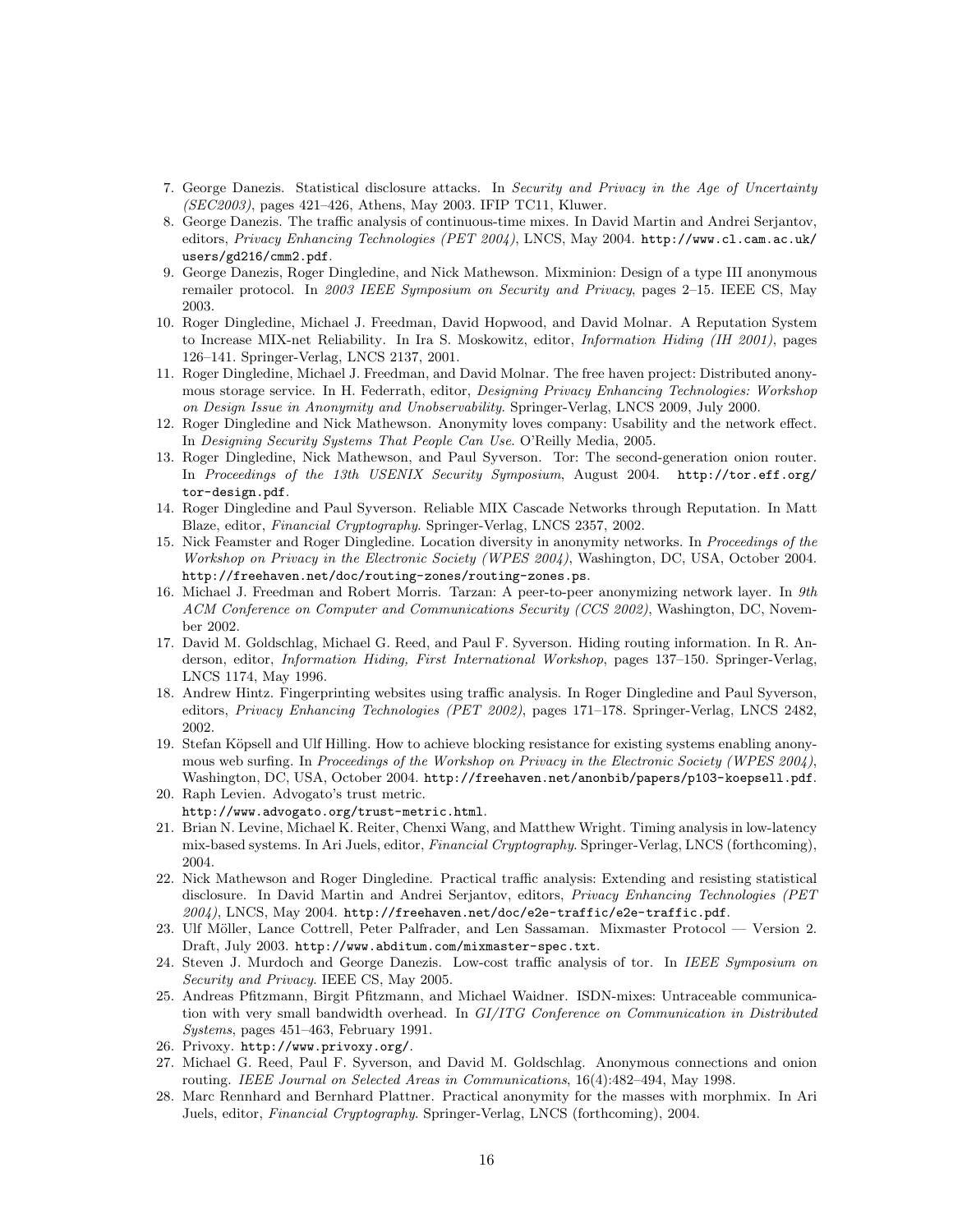7. George Danezis. Statistical disclosure attacks. In *Security and Privacy in the Age of Uncertainty (SEC2003)*, pages 421–426, Athens, May 2003. IFIP TC11, Kluwer.
8. George Danezis. The traffic analysis of continuous-time mixes. In David Martin and Andrei Serjantov, editors, *Privacy Enhancing Technologies (PET 2004)*, LNCS, May 2004. `http://www.cl.cam.ac.uk/users/gd216/cmm2.pdf`.
9. George Danezis, Roger Dingledine, and Nick Mathewson. Mixminion: Design of a type III anonymous remailer protocol. In *2003 IEEE Symposium on Security and Privacy*, pages 2–15. IEEE CS, May 2003.
10. Roger Dingledine, Michael J. Freedman, David Hopwood, and David Molnar. A Reputation System to Increase MIX-net Reliability. In Ira S. Moskowitz, editor, *Information Hiding (IH 2001)*, pages 126–141. Springer-Verlag, LNCS 2137, 2001.
11. Roger Dingledine, Michael J. Freedman, and David Molnar. The free haven project: Distributed anonymous storage service. In H. Federrath, editor, *Designing Privacy Enhancing Technologies: Workshop on Design Issue in Anonymity and Unobservability*. Springer-Verlag, LNCS 2009, July 2000.
12. Roger Dingledine and Nick Mathewson. Anonymity loves company: Usability and the network effect. In *Designing Security Systems That People Can Use*. O'Reilly Media, 2005.
13. Roger Dingledine, Nick Mathewson, and Paul Syverson. Tor: The second-generation onion router. In *Proceedings of the 13th USENIX Security Symposium*, August 2004. `http://tor.eff.org/tor-design.pdf`.
14. Roger Dingledine and Paul Syverson. Reliable MIX Cascade Networks through Reputation. In Matt Blaze, editor, *Financial Cryptography*. Springer-Verlag, LNCS 2357, 2002.
15. Nick Feamster and Roger Dingledine. Location diversity in anonymity networks. In *Proceedings of the Workshop on Privacy in the Electronic Society (WPES 2004)*, Washington, DC, USA, October 2004. `http://freehaven.net/doc/routing-zones/routing-zones.ps`.
16. Michael J. Freedman and Robert Morris. Tarzan: A peer-to-peer anonymizing network layer. In *9th ACM Conference on Computer and Communications Security (CCS 2002)*, Washington, DC, November 2002.
17. David M. Goldschlag, Michael G. Reed, and Paul F. Syverson. Hiding routing information. In R. Anderson, editor, *Information Hiding, First International Workshop*, pages 137–150. Springer-Verlag, LNCS 1174, May 1996.
18. Andrew Hintz. Fingerprinting websites using traffic analysis. In Roger Dingledine and Paul Syverson, editors, *Privacy Enhancing Technologies (PET 2002)*, pages 171–178. Springer-Verlag, LNCS 2482, 2002.
19. Stefan Köpsell and Ulf Hilling. How to achieve blocking resistance for existing systems enabling anonymous web surfing. In *Proceedings of the Workshop on Privacy in the Electronic Society (WPES 2004)*, Washington, DC, USA, October 2004. `http://freehaven.net/anonbib/papers/p103-koepsell.pdf`.
20. Raph Levien. Advogato's trust metric. `http://www.advogato.org/trust-metric.html`.
21. Brian N. Levine, Michael K. Reiter, Chenxi Wang, and Matthew Wright. Timing analysis in low-latency mix-based systems. In Ari Juels, editor, *Financial Cryptography*. Springer-Verlag, LNCS (forthcoming), 2004.
22. Nick Mathewson and Roger Dingledine. Practical traffic analysis: Extending and resisting statistical disclosure. In David Martin and Andrei Serjantov, editors, *Privacy Enhancing Technologies (PET 2004)*, LNCS, May 2004. `http://freehaven.net/doc/e2e-traffic/e2e-traffic.pdf`.
23. Ulf Möller, Lance Cottrell, Peter Palfrader, and Len Sassaman. Mixmaster Protocol — Version 2. Draft, July 2003. `http://www.abditum.com/mixmaster-spec.txt`.
24. Steven J. Murdoch and George Danezis. Low-cost traffic analysis of tor. In *IEEE Symposium on Security and Privacy*. IEEE CS, May 2005.
25. Andreas Pfitzmann, Birgit Pfitzmann, and Michael Waidner. ISDN-mixes: Untraceable communication with very small bandwidth overhead. In *GI/ITG Conference on Communication in Distributed Systems*, pages 451–463, February 1991.
26. Privoxy. `http://www.privoxy.org/`.
27. Michael G. Reed, Paul F. Syverson, and David M. Goldschlag. Anonymous connections and onion routing. *IEEE Journal on Selected Areas in Communications*, 16(4):482–494, May 1998.
28. Marc Rennhard and Bernhard Plattner. Practical anonymity for the masses with morphmix. In Ari Juels, editor, *Financial Cryptography*. Springer-Verlag, LNCS (forthcoming), 2004.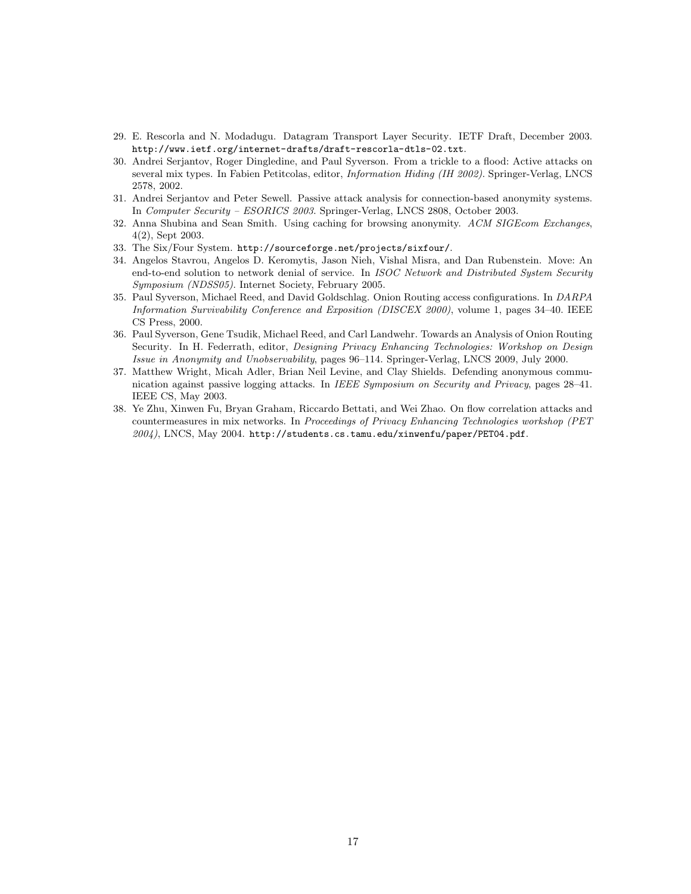29. E. Rescorla and N. Modadugu. Datagram Transport Layer Security. IETF Draft, December 2003. `http://www.ietf.org/internet-drafts/draft-rescorla-dtls-02.txt`.
30. Andrei Serjantov, Roger Dingledine, and Paul Syverson. From a trickle to a flood: Active attacks on several mix types. In Fabien Petitcolas, editor, *Information Hiding (IH 2002)*. Springer-Verlag, LNCS 2578, 2002.
31. Andrei Serjantov and Peter Sewell. Passive attack analysis for connection-based anonymity systems. In *Computer Security – ESORICS 2003*. Springer-Verlag, LNCS 2808, October 2003.
32. Anna Shubina and Sean Smith. Using caching for browsing anonymity. *ACM SIGEcom Exchanges*, 4(2), Sept 2003.
33. The Six/Four System. `http://sourceforge.net/projects/sixfour/`.
34. Angelos Stavrou, Angelos D. Keromytis, Jason Nieh, Vishal Misra, and Dan Rubenstein. Move: An end-to-end solution to network denial of service. In *ISOC Network and Distributed System Security Symposium (NDSS05)*. Internet Society, February 2005.
35. Paul Syverson, Michael Reed, and David Goldschlag. Onion Routing access configurations. In *DARPA Information Survivability Conference and Exposition (DISCEX 2000)*, volume 1, pages 34–40. IEEE CS Press, 2000.
36. Paul Syverson, Gene Tsudik, Michael Reed, and Carl Landwehr. Towards an Analysis of Onion Routing Security. In H. Federrath, editor, *Designing Privacy Enhancing Technologies: Workshop on Design Issue in Anonymity and Unobservability*, pages 96–114. Springer-Verlag, LNCS 2009, July 2000.
37. Matthew Wright, Micah Adler, Brian Neil Levine, and Clay Shields. Defending anonymous communication against passive logging attacks. In *IEEE Symposium on Security and Privacy*, pages 28–41. IEEE CS, May 2003.
38. Ye Zhu, Xinwen Fu, Bryan Graham, Riccardo Bettati, and Wei Zhao. On flow correlation attacks and countermeasures in mix networks. In *Proceedings of Privacy Enhancing Technologies workshop (PET 2004)*, LNCS, May 2004. `http://students.cs.tamu.edu/xinwenfu/paper/PET04.pdf`.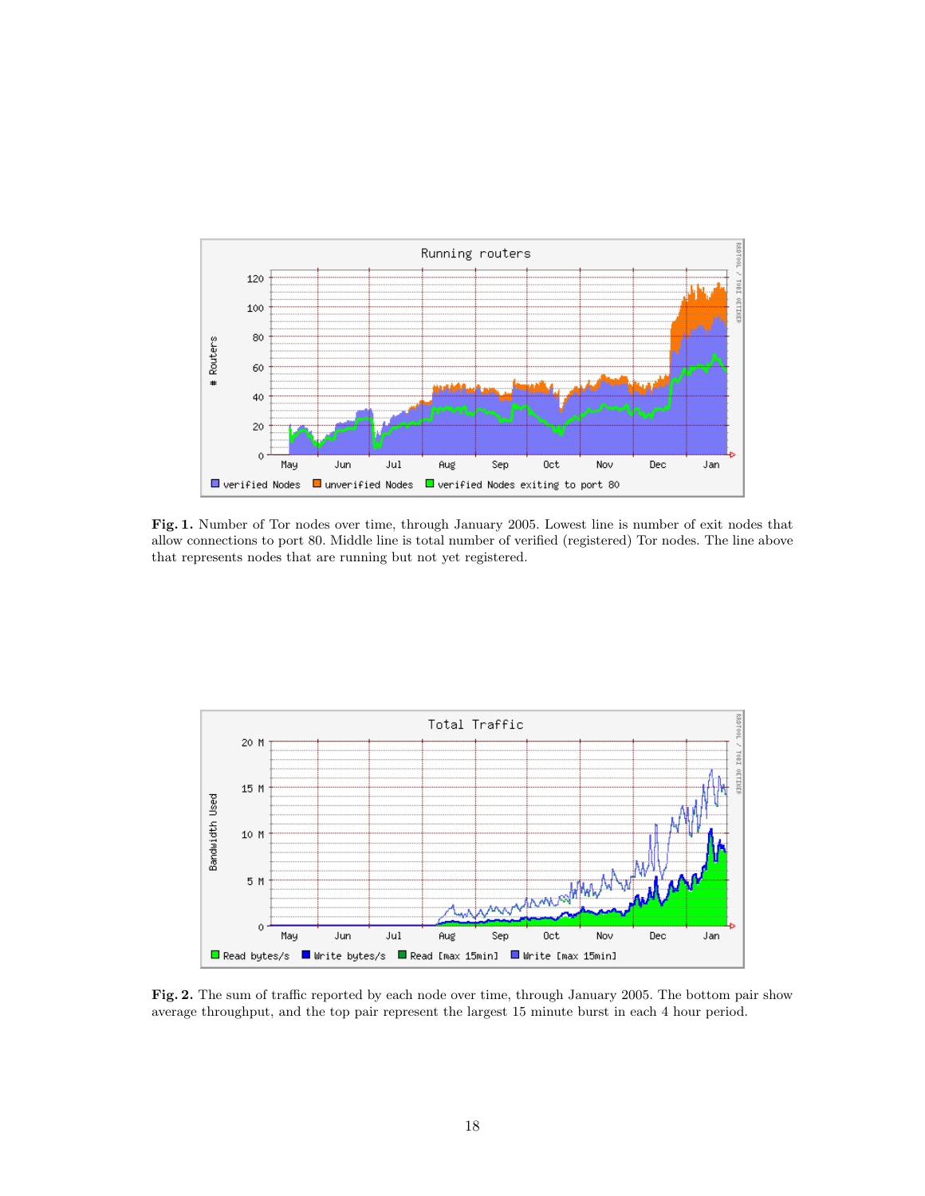Running routers

# Routers

120
100
80
60
40
20
0

May Jun Jul Aug Sep Oct Nov Dec Jan

verified Nodes unverified Nodes verified Nodes exiting to port 80

RRDTOOL / TOBI OETIKER

**Fig. 1.** Number of Tor nodes over time, through January 2005. Lowest line is number of exit nodes that allow connections to port 80. Middle line is total number of verified (registered) Tor nodes. The line above that represents nodes that are running but not yet registered.

Total Traffic

Bandwidth Used

20 M
15 M
10 M
5 M
0

May Jun Jul Aug Sep Oct Nov Dec Jan

Read bytes/s Write bytes/s Read [max 15min] Write [max 15min]

RRDTOOL / TOBI OETIKER

**Fig. 2.** The sum of traffic reported by each node over time, through January 2005. The bottom pair show average throughput, and the top pair represent the largest 15 minute burst in each 4 hour period.